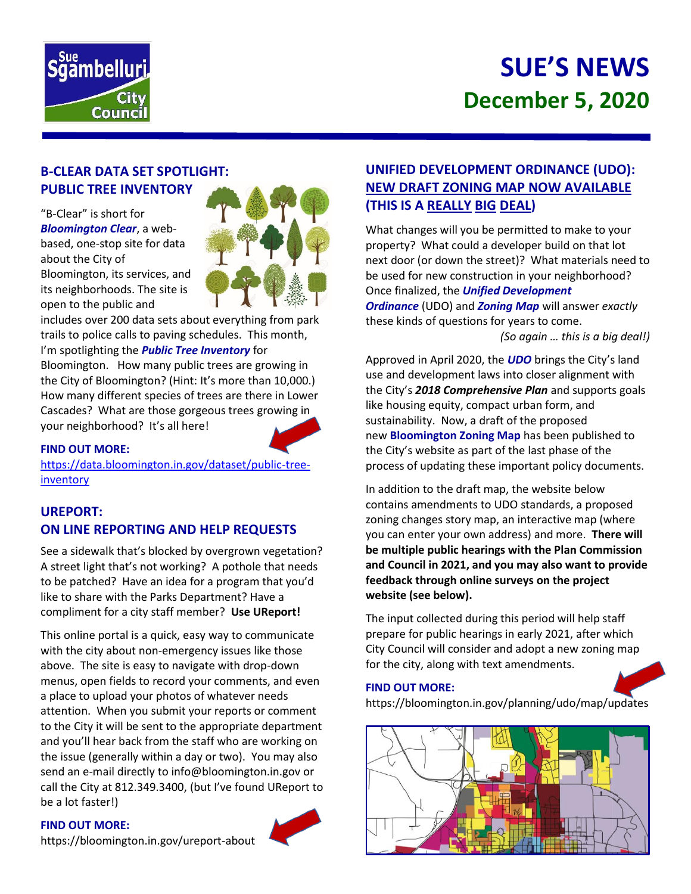# SUE'S NEWS
## December 5, 2020

## B-CLEAR DATA SET SPOTLIGHT: PUBLIC TREE INVENTORY

"B-Clear" is short for ***Bloomington Clear***, a web-based, one-stop site for data about the City of Bloomington, its services, and its neighborhoods. The site is open to the public and includes over 200 data sets about everything from park trails to police calls to paving schedules. This month, I'm spotlighting the ***Public Tree Inventory*** for Bloomington. How many public trees are growing in the City of Bloomington? (Hint: It's more than 10,000.) How many different species of trees are there in Lower Cascades? What are those gorgeous trees growing in your neighborhood? It's all here!

**FIND OUT MORE:**
https://data.bloomington.in.gov/dataset/public-tree-inventory

## UREPORT: ON LINE REPORTING AND HELP REQUESTS

See a sidewalk that's blocked by overgrown vegetation? A street light that's not working? A pothole that needs to be patched? Have an idea for a program that you'd like to share with the Parks Department? Have a compliment for a city staff member? **Use UReport!**

This online portal is a quick, easy way to communicate with the city about non-emergency issues like those above. The site is easy to navigate with drop-down menus, open fields to record your comments, and even a place to upload your photos of whatever needs attention. When you submit your reports or comment to the City it will be sent to the appropriate department and you'll hear back from the staff who are working on the issue (generally within a day or two). You may also send an e-mail directly to info@bloomington.in.gov or call the City at 812.349.3400, (but I've found UReport to be a lot faster!)

**FIND OUT MORE:**
https://bloomington.in.gov/ureport-about

## UNIFIED DEVELOPMENT ORDINANCE (UDO): NEW DRAFT ZONING MAP NOW AVAILABLE (THIS IS A REALLY BIG DEAL)

What changes will you be permitted to make to your property? What could a developer build on that lot next door (or down the street)? What materials need to be used for new construction in your neighborhood? Once finalized, the ***Unified Development Ordinance*** (UDO) and ***Zoning Map*** will answer *exactly* these kinds of questions for years to come.

*(So again … this is a big deal!)*

Approved in April 2020, the ***UDO*** brings the City's land use and development laws into closer alignment with the City's ***2018 Comprehensive Plan*** and supports goals like housing equity, compact urban form, and sustainability. Now, a draft of the proposed new **Bloomington Zoning Map** has been published to the City's website as part of the last phase of the process of updating these important policy documents.

In addition to the draft map, the website below contains amendments to UDO standards, a proposed zoning changes story map, an interactive map (where you can enter your own address) and more. **There will be multiple public hearings with the Plan Commission and Council in 2021, and you may also want to provide feedback through online surveys on the project website (see below).**

The input collected during this period will help staff prepare for public hearings in early 2021, after which City Council will consider and adopt a new zoning map for the city, along with text amendments.

**FIND OUT MORE:**
https://bloomington.in.gov/planning/udo/map/updates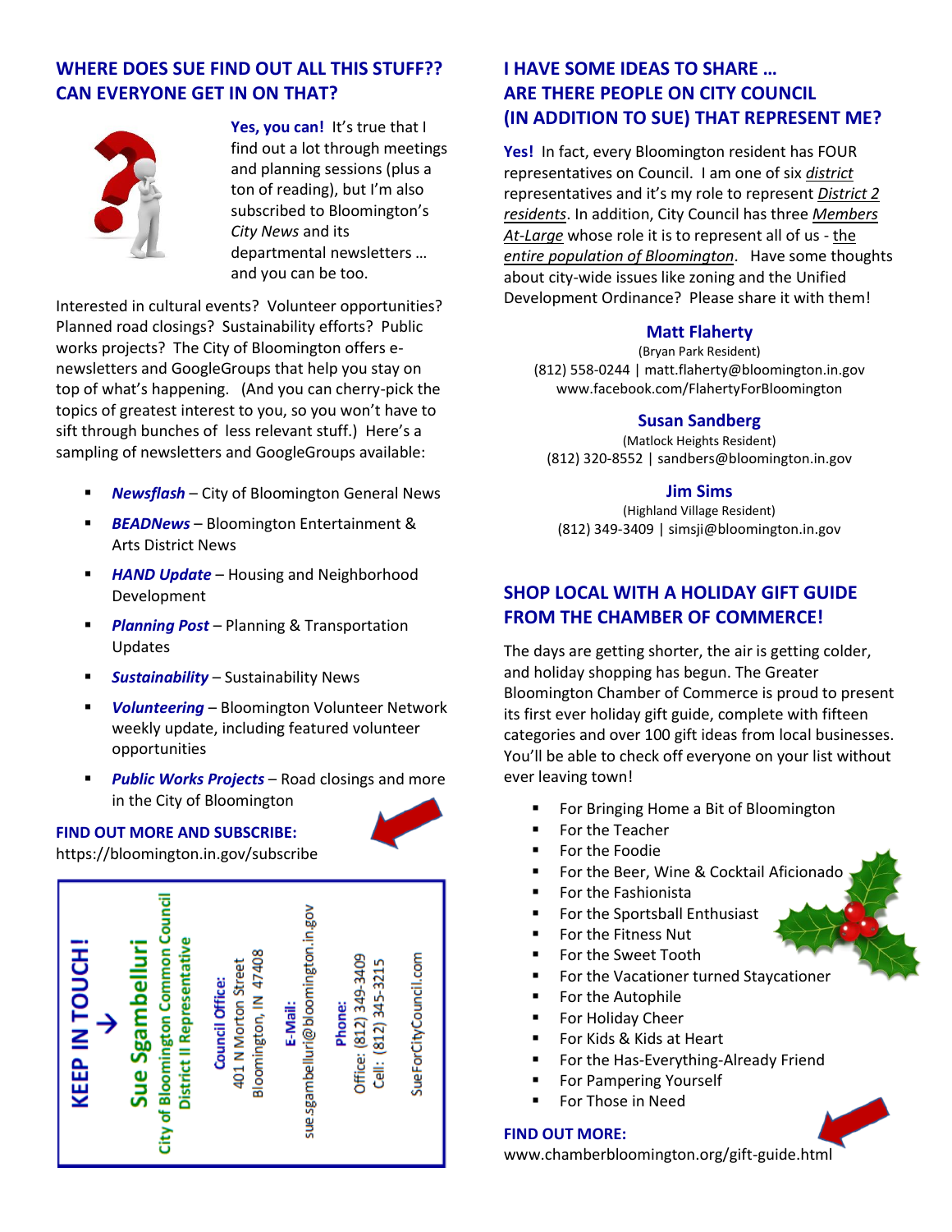## WHERE DOES SUE FIND OUT ALL THIS STUFF?? CAN EVERYONE GET IN ON THAT?

**Yes, you can!** It's true that I find out a lot through meetings and planning sessions (plus a ton of reading), but I'm also subscribed to Bloomington's *City News* and its departmental newsletters … and you can be too.

Interested in cultural events? Volunteer opportunities? Planned road closings? Sustainability efforts? Public works projects? The City of Bloomington offers e-newsletters and GoogleGroups that help you stay on top of what's happening. (And you can cherry-pick the topics of greatest interest to you, so you won't have to sift through bunches of less relevant stuff.) Here's a sampling of newsletters and GoogleGroups available:

- ***Newsflash*** – City of Bloomington General News
- ***BEADNews*** – Bloomington Entertainment & Arts District News
- ***HAND Update*** – Housing and Neighborhood Development
- ***Planning Post*** – Planning & Transportation Updates
- ***Sustainability*** – Sustainability News
- ***Volunteering*** – Bloomington Volunteer Network weekly update, including featured volunteer opportunities
- ***Public Works Projects*** – Road closings and more in the City of Bloomington

**FIND OUT MORE AND SUBSCRIBE:**
https://bloomington.in.gov/subscribe

**KEEP IN TOUCH! →**

**Sue Sgambelluri**
**City of Bloomington Common Council**
**District II Representative**

**Council Office:**
401 N Morton Street
Bloomington, IN 47408

**E-Mail:**
sue.sgambelluri@bloomington.in.gov

**Phone:**
Office: (812) 349-3409
Cell: (812) 345-3215

SueForCityCouncil.com

## I HAVE SOME IDEAS TO SHARE … ARE THERE PEOPLE ON CITY COUNCIL (IN ADDITION TO SUE) THAT REPRESENT ME?

**Yes!** In fact, every Bloomington resident has FOUR representatives on Council. I am one of six *district* representatives and it's my role to represent *District 2 residents*. In addition, City Council has three *Members At-Large* whose role it is to represent all of us - *the entire population of Bloomington*. Have some thoughts about city-wide issues like zoning and the Unified Development Ordinance? Please share it with them!

**Matt Flaherty**
(Bryan Park Resident)
(812) 558-0244 | matt.flaherty@bloomington.in.gov
www.facebook.com/FlahertyForBloomington

**Susan Sandberg**
(Matlock Heights Resident)
(812) 320-8552 | sandbers@bloomington.in.gov

**Jim Sims**
(Highland Village Resident)
(812) 349-3409 | simsji@bloomington.in.gov

## SHOP LOCAL WITH A HOLIDAY GIFT GUIDE FROM THE CHAMBER OF COMMERCE!

The days are getting shorter, the air is getting colder, and holiday shopping has begun. The Greater Bloomington Chamber of Commerce is proud to present its first ever holiday gift guide, complete with fifteen categories and over 100 gift ideas from local businesses. You'll be able to check off everyone on your list without ever leaving town!

- For Bringing Home a Bit of Bloomington
- For the Teacher
- For the Foodie
- For the Beer, Wine & Cocktail Aficionado
- For the Fashionista
- For the Sportsball Enthusiast
- For the Fitness Nut
- For the Sweet Tooth
- For the Vacationer turned Staycationer
- For the Autophile
- For Holiday Cheer
- For Kids & Kids at Heart
- For the Has-Everything-Already Friend
- For Pampering Yourself
- For Those in Need

**FIND OUT MORE:**
www.chamberbloomington.org/gift-guide.html